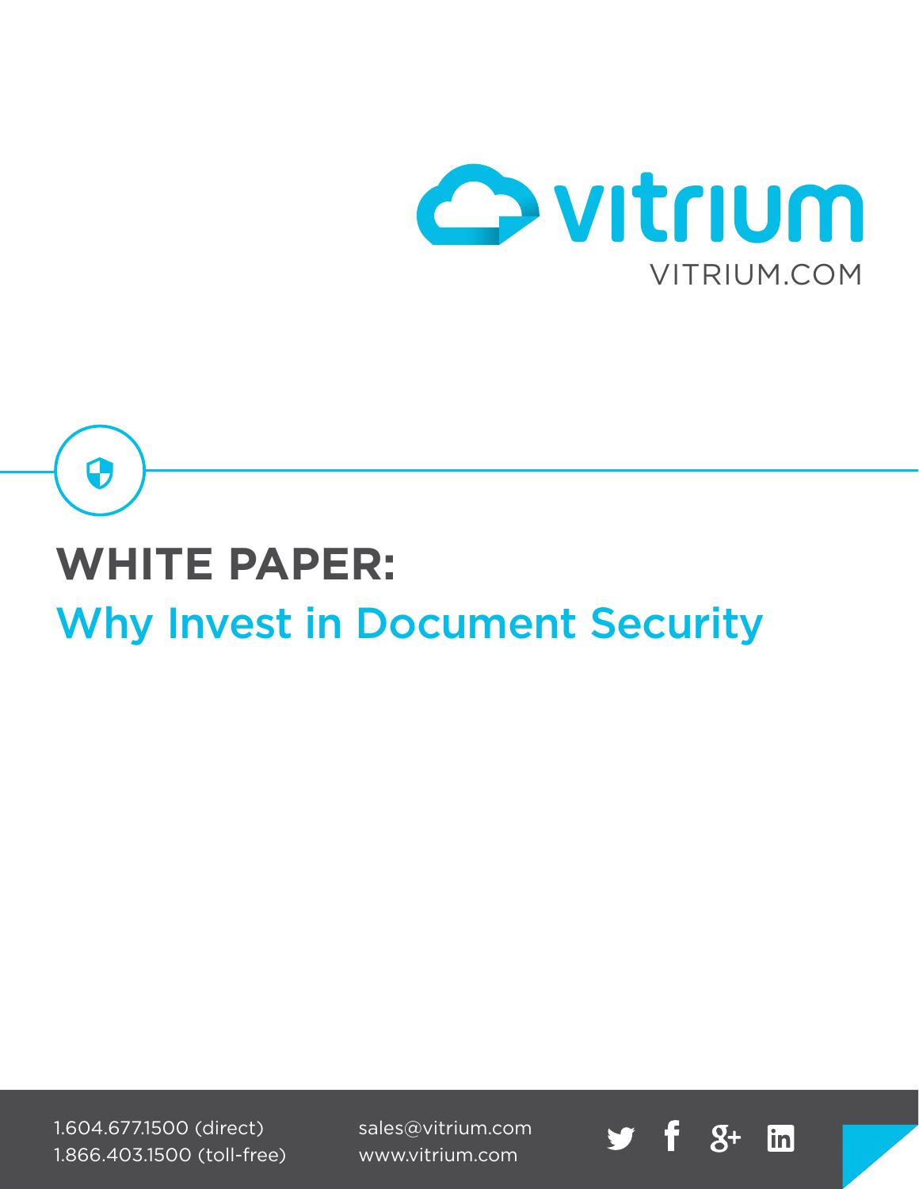vitrium

VITRIUM.COM

# WHITE PAPER:

## Why Invest in Document Security

1.604.677.1500 (direct)
1.866.403.1500 (toll-free)

sales@vitrium.com
www.vitrium.com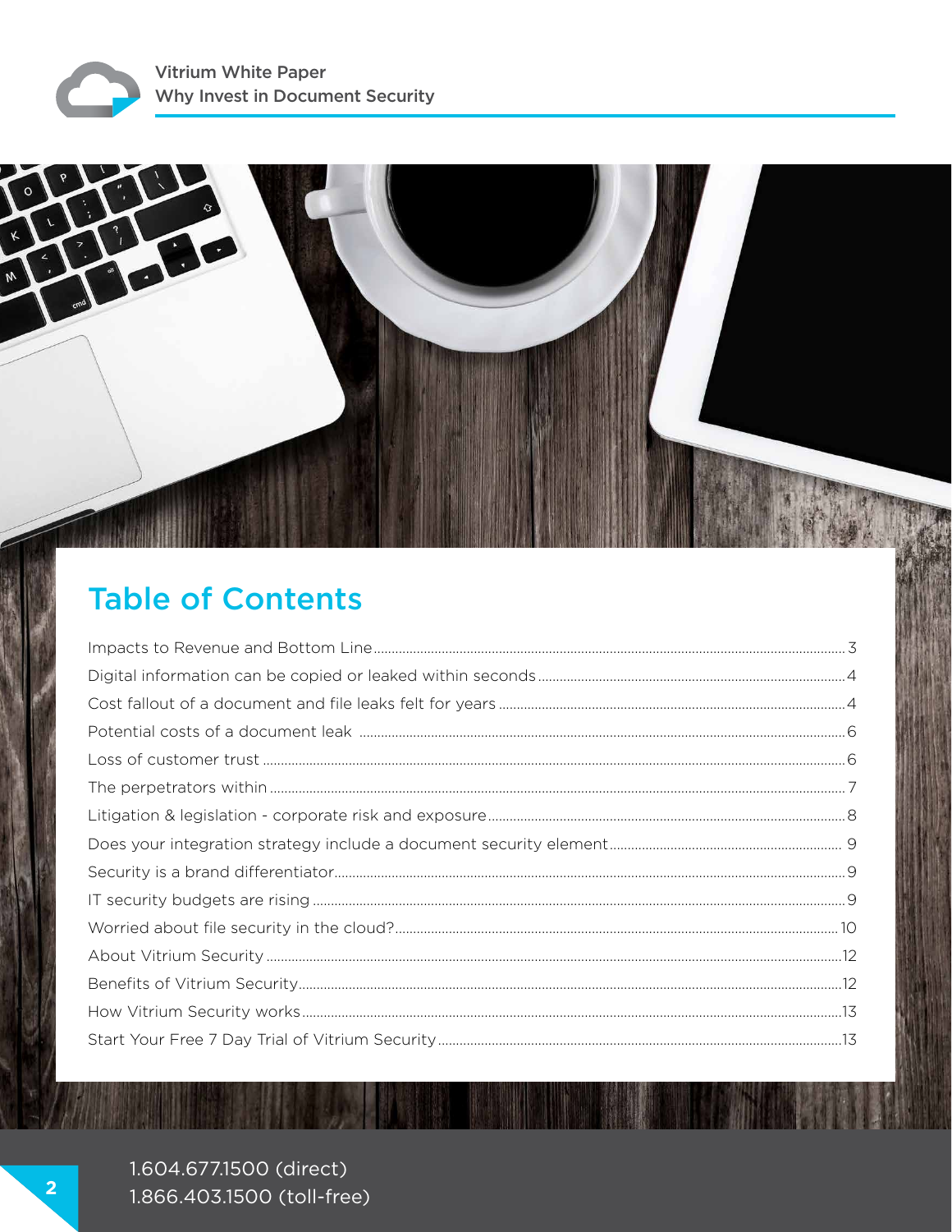# Table of Contents

| Section | Page |
|---|---|
| Impacts to Revenue and Bottom Line | 3 |
| Digital information can be copied or leaked within seconds | 4 |
| Cost fallout of a document and file leaks felt for years | 4 |
| Potential costs of a document leak | 6 |
| Loss of customer trust | 6 |
| The perpetrators within | 7 |
| Litigation & legislation - corporate risk and exposure | 8 |
| Does your integration strategy include a document security element | 9 |
| Security is a brand differentiator | 9 |
| IT security budgets are rising | 9 |
| Worried about file security in the cloud? | 10 |
| About Vitrium Security | 12 |
| Benefits of Vitrium Security | 12 |
| How Vitrium Security works | 13 |
| Start Your Free 7 Day Trial of Vitrium Security | 13 |

1.604.677.1500 (direct)
1.866.403.1500 (toll-free)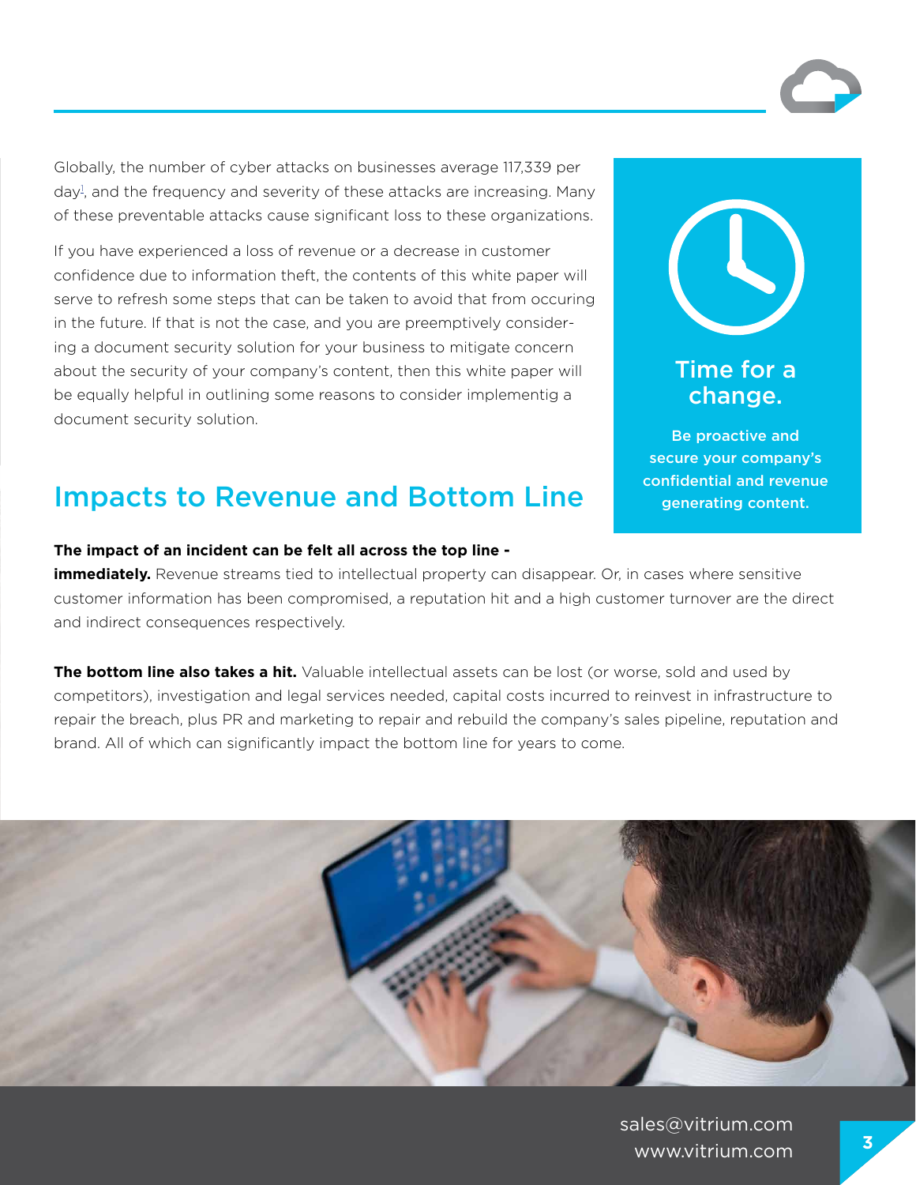Globally, the number of cyber attacks on businesses average 117,339 per day[1], and the frequency and severity of these attacks are increasing. Many of these preventable attacks cause significant loss to these organizations.

If you have experienced a loss of revenue or a decrease in customer confidence due to information theft, the contents of this white paper will serve to refresh some steps that can be taken to avoid that from occuring in the future. If that is not the case, and you are preemptively considering a document security solution for your business to mitigate concern about the security of your company's content, then this white paper will be equally helpful in outlining some reasons to consider implementig a document security solution.

**Time for a change.**

**Be proactive and secure your company's confidential and revenue generating content.**

## Impacts to Revenue and Bottom Line

**The impact of an incident can be felt all across the top line - immediately.** Revenue streams tied to intellectual property can disappear. Or, in cases where sensitive customer information has been compromised, a reputation hit and a high customer turnover are the direct and indirect consequences respectively.

**The bottom line also takes a hit.** Valuable intellectual assets can be lost (or worse, sold and used by competitors), investigation and legal services needed, capital costs incurred to reinvest in infrastructure to repair the breach, plus PR and marketing to repair and rebuild the company's sales pipeline, reputation and brand. All of which can significantly impact the bottom line for years to come.

sales@vitrium.com
www.vitrium.com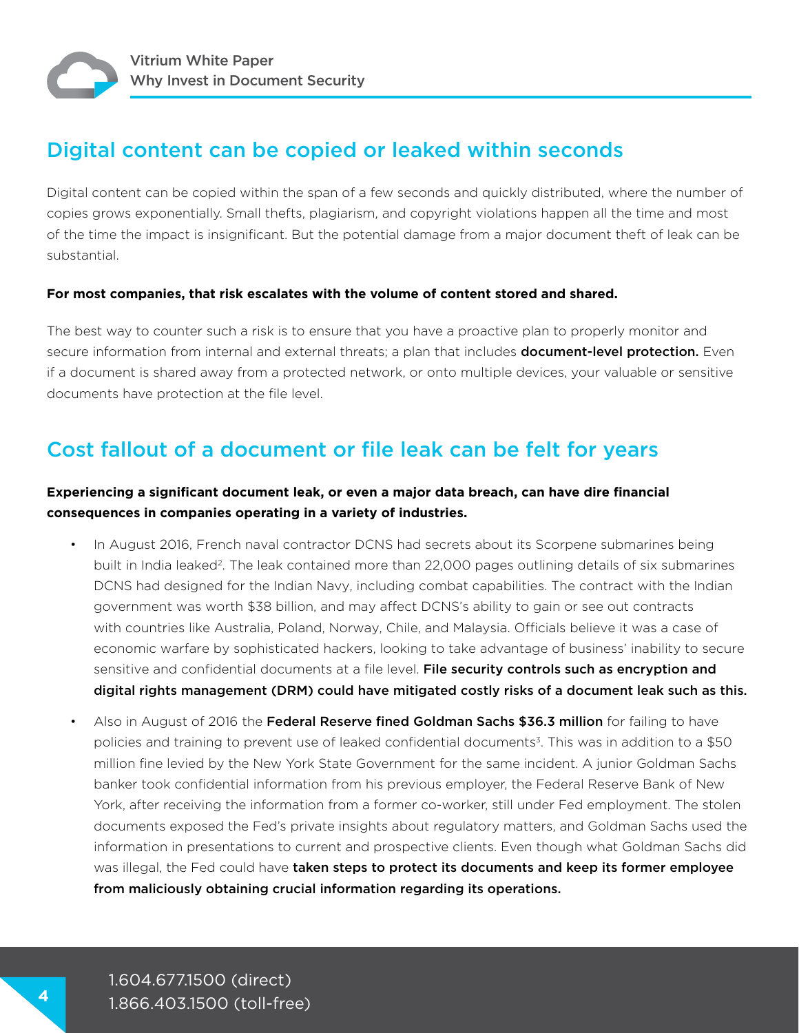## Digital content can be copied or leaked within seconds

Digital content can be copied within the span of a few seconds and quickly distributed, where the number of copies grows exponentially. Small thefts, plagiarism, and copyright violations happen all the time and most of the time the impact is insignificant. But the potential damage from a major document theft of leak can be substantial.

**For most companies, that risk escalates with the volume of content stored and shared.**

The best way to counter such a risk is to ensure that you have a proactive plan to properly monitor and secure information from internal and external threats; a plan that includes **document-level protection.** Even if a document is shared away from a protected network, or onto multiple devices, your valuable or sensitive documents have protection at the file level.

## Cost fallout of a document or file leak can be felt for years

**Experiencing a significant document leak, or even a major data breach, can have dire financial consequences in companies operating in a variety of industries.**

- In August 2016, French naval contractor DCNS had secrets about its Scorpene submarines being built in India leaked[2]. The leak contained more than 22,000 pages outlining details of six submarines DCNS had designed for the Indian Navy, including combat capabilities. The contract with the Indian government was worth $38 billion, and may affect DCNS's ability to gain or see out contracts with countries like Australia, Poland, Norway, Chile, and Malaysia. Officials believe it was a case of economic warfare by sophisticated hackers, looking to take advantage of business' inability to secure sensitive and confidential documents at a file level. **File security controls such as encryption and digital rights management (DRM) could have mitigated costly risks of a document leak such as this.**
- Also in August of 2016 the **Federal Reserve fined Goldman Sachs $36.3 million** for failing to have policies and training to prevent use of leaked confidential documents[3]. This was in addition to a $50 million fine levied by the New York State Government for the same incident. A junior Goldman Sachs banker took confidential information from his previous employer, the Federal Reserve Bank of New York, after receiving the information from a former co-worker, still under Fed employment. The stolen documents exposed the Fed's private insights about regulatory matters, and Goldman Sachs used the information in presentations to current and prospective clients. Even though what Goldman Sachs did was illegal, the Fed could have **taken steps to protect its documents and keep its former employee from maliciously obtaining crucial information regarding its operations.**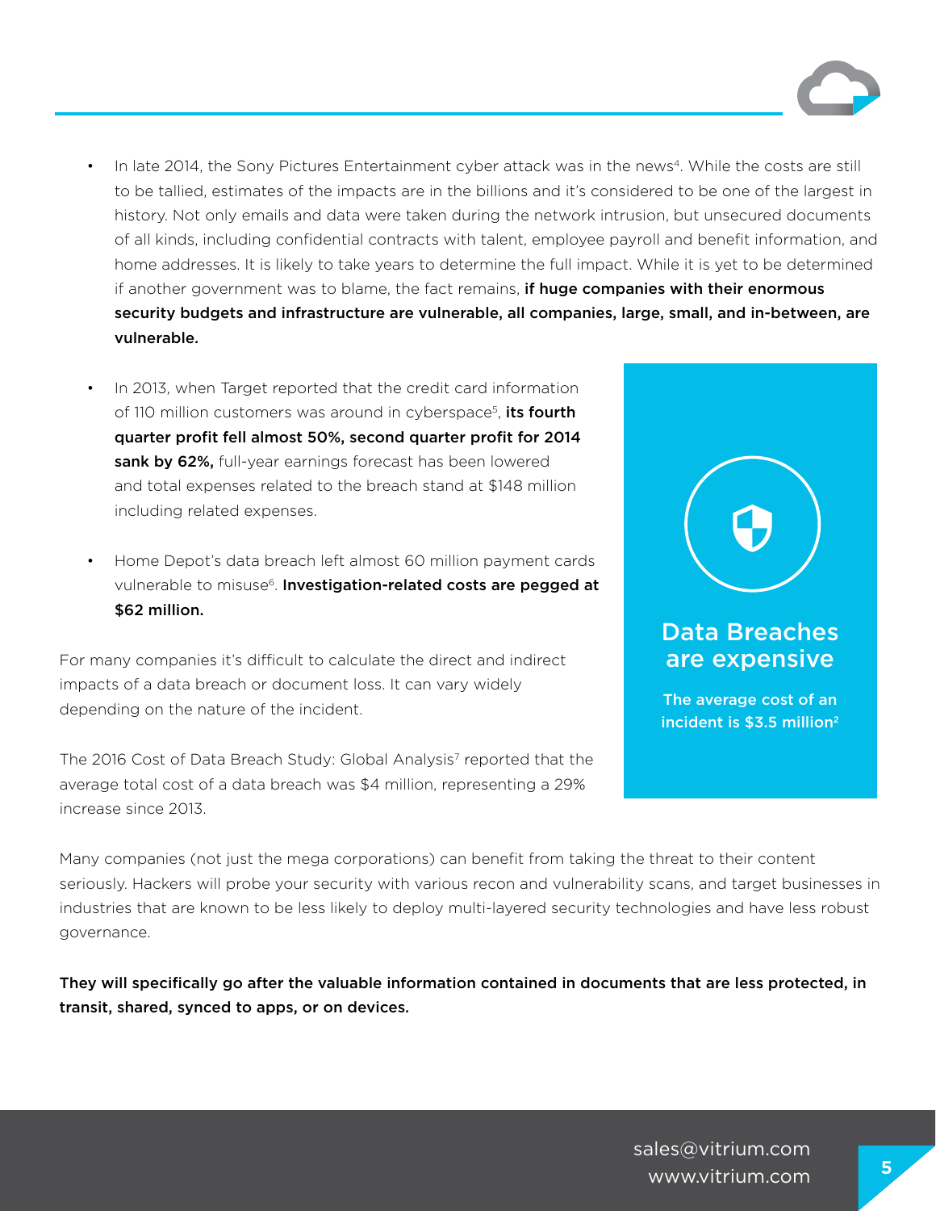- In late 2014, the Sony Pictures Entertainment cyber attack was in the news[4]. While the costs are still to be tallied, estimates of the impacts are in the billions and it's considered to be one of the largest in history. Not only emails and data were taken during the network intrusion, but unsecured documents of all kinds, including confidential contracts with talent, employee payroll and benefit information, and home addresses. It is likely to take years to determine the full impact. While it is yet to be determined if another government was to blame, the fact remains, **if huge companies with their enormous security budgets and infrastructure are vulnerable, all companies, large, small, and in-between, are vulnerable.**

- In 2013, when Target reported that the credit card information of 110 million customers was around in cyberspace[5], **its fourth quarter profit fell almost 50%, second quarter profit for 2014 sank by 62%,** full-year earnings forecast has been lowered and total expenses related to the breach stand at $148 million including related expenses.

- Home Depot's data breach left almost 60 million payment cards vulnerable to misuse[6]. **Investigation-related costs are pegged at $62 million.**

For many companies it's difficult to calculate the direct and indirect impacts of a data breach or document loss. It can vary widely depending on the nature of the incident.

The 2016 Cost of Data Breach Study: Global Analysis[7] reported that the average total cost of a data breach was $4 million, representing a 29% increase since 2013.

## Data Breaches are expensive

**The average cost of an incident is $3.5 million[2]**

Many companies (not just the mega corporations) can benefit from taking the threat to their content seriously. Hackers will probe your security with various recon and vulnerability scans, and target businesses in industries that are known to be less likely to deploy multi-layered security technologies and have less robust governance.

**They will specifically go after the valuable information contained in documents that are less protected, in transit, shared, synced to apps, or on devices.**

sales@vitrium.com
www.vitrium.com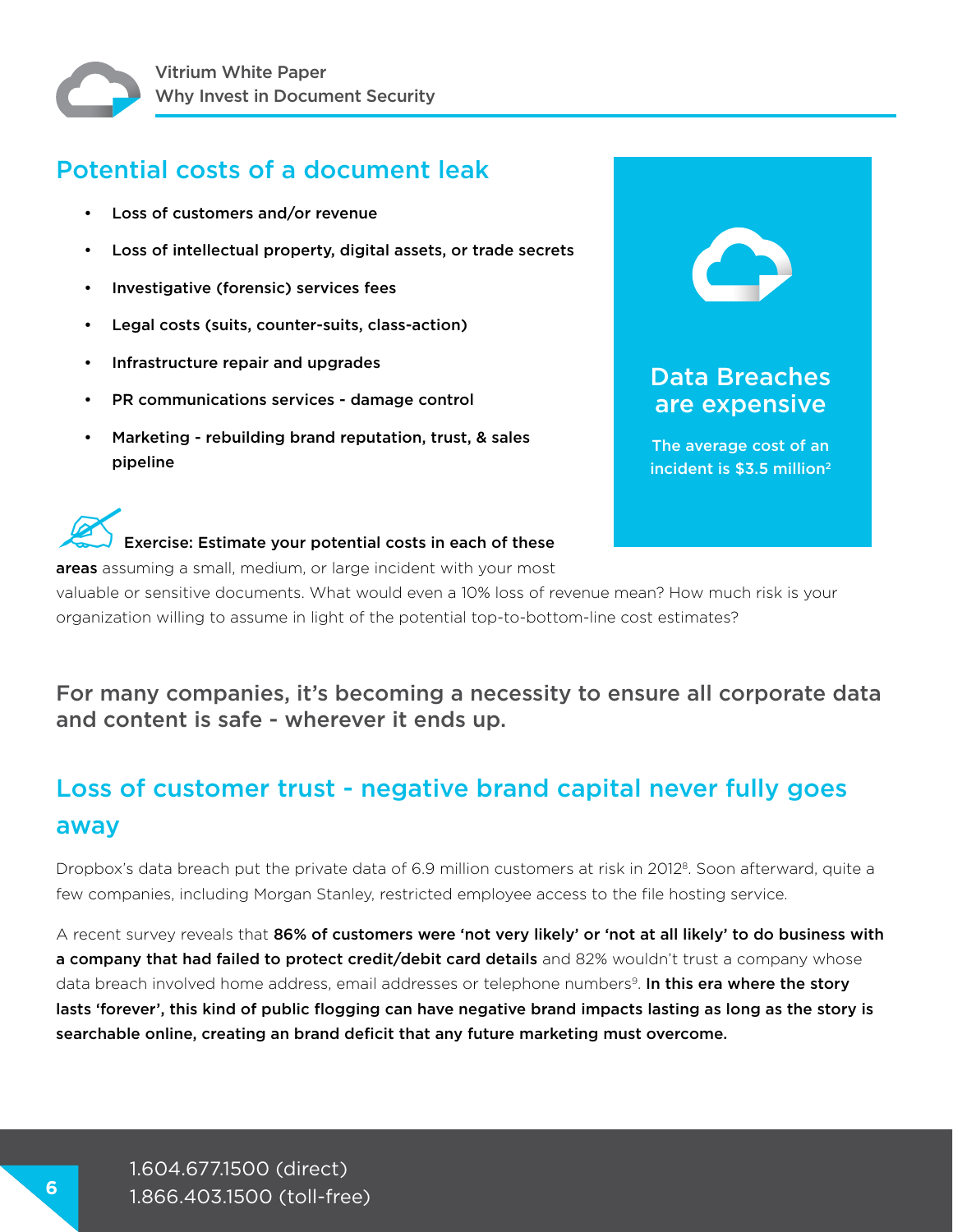## Potential costs of a document leak

- **Loss of customers and/or revenue**
- **Loss of intellectual property, digital assets, or trade secrets**
- **Investigative (forensic) services fees**
- **Legal costs (suits, counter-suits, class-action)**
- **Infrastructure repair and upgrades**
- **PR communications services - damage control**
- **Marketing - rebuilding brand reputation, trust, & sales pipeline**

**Data Breaches are expensive**

The average cost of an incident is $3.5 million[2]

**Exercise: Estimate your potential costs in each of these areas** assuming a small, medium, or large incident with your most valuable or sensitive documents. What would even a 10% loss of revenue mean? How much risk is your organization willing to assume in light of the potential top-to-bottom-line cost estimates?

**For many companies, it's becoming a necessity to ensure all corporate data and content is safe - wherever it ends up.**

## Loss of customer trust - negative brand capital never fully goes away

Dropbox's data breach put the private data of 6.9 million customers at risk in 2012[8]. Soon afterward, quite a few companies, including Morgan Stanley, restricted employee access to the file hosting service.

A recent survey reveals that **86% of customers were 'not very likely' or 'not at all likely' to do business with a company that had failed to protect credit/debit card details** and 82% wouldn't trust a company whose data breach involved home address, email addresses or telephone numbers[9]. **In this era where the story lasts 'forever', this kind of public flogging can have negative brand impacts lasting as long as the story is searchable online, creating an brand deficit that any future marketing must overcome.**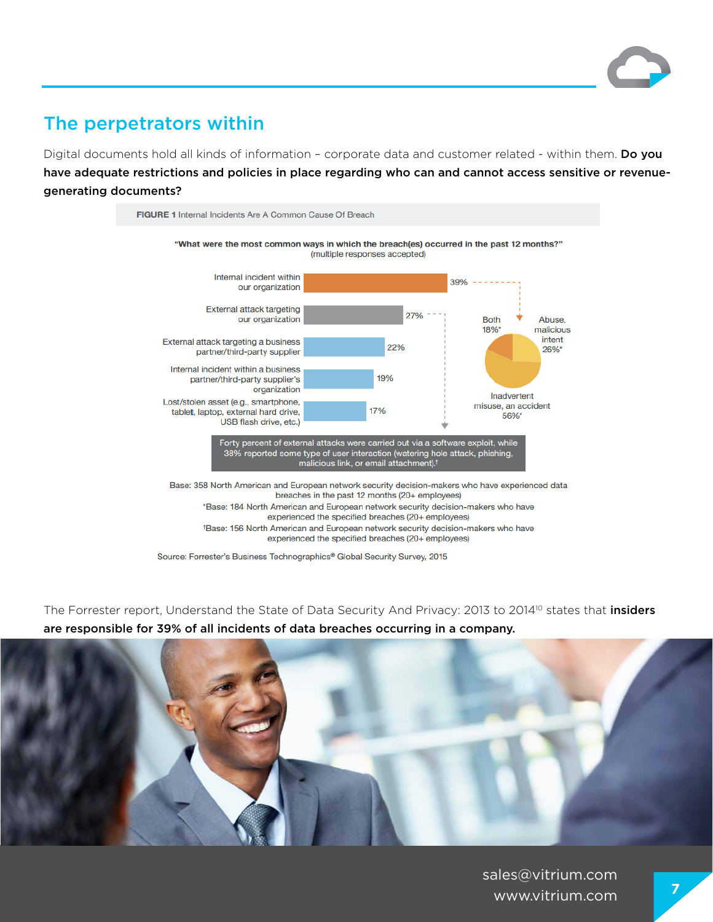## The perpetrators within

Digital documents hold all kinds of information – corporate data and customer related - within them. **Do you have adequate restrictions and policies in place regarding who can and cannot access sensitive or revenue-generating documents?**

**FIGURE 1** Internal Incidents Are A Common Cause Of Breach

**"What were the most common ways in which the breach(es) occurred in the past 12 months?"**
(multiple responses accepted)

| Breach type | Percentage |
|---|---|
| Internal incident within our organization | 39% |
| External attack targeting our organization | 27% |
| External attack targeting a business partner/third-party supplier | 22% |
| Internal incident within a business partner/third-party supplier's organization | 19% |
| Lost/stolen asset (e.g., smartphone, tablet, laptop, external hard drive, USB flash drive, etc.) | 17% |

Internal incident breakdown:

| Type | Percentage |
|---|---|
| Inadvertent misuse, an accident | 56%* |
| Abuse, malicious intent | 26%* |
| Both | 18%* |

Forty percent of external attacks were carried out via a software exploit, while 38% reported some type of user interaction (watering hole attack, phishing, malicious link, or email attachment).†

Base: 358 North American and European network security decision-makers who have experienced data breaches in the past 12 months (20+ employees)

*Base: 184 North American and European network security decision-makers who have experienced the specified breaches (20+ employees)

†Base: 156 North American and European network security decision-makers who have experienced the specified breaches (20+ employees)

Source: Forrester's Business Technographics® Global Security Survey, 2015

The Forrester report, Understand the State of Data Security And Privacy: 2013 to 2014[10] states that **insiders are responsible for 39% of all incidents of data breaches occurring in a company.**

sales@vitrium.com
www.vitrium.com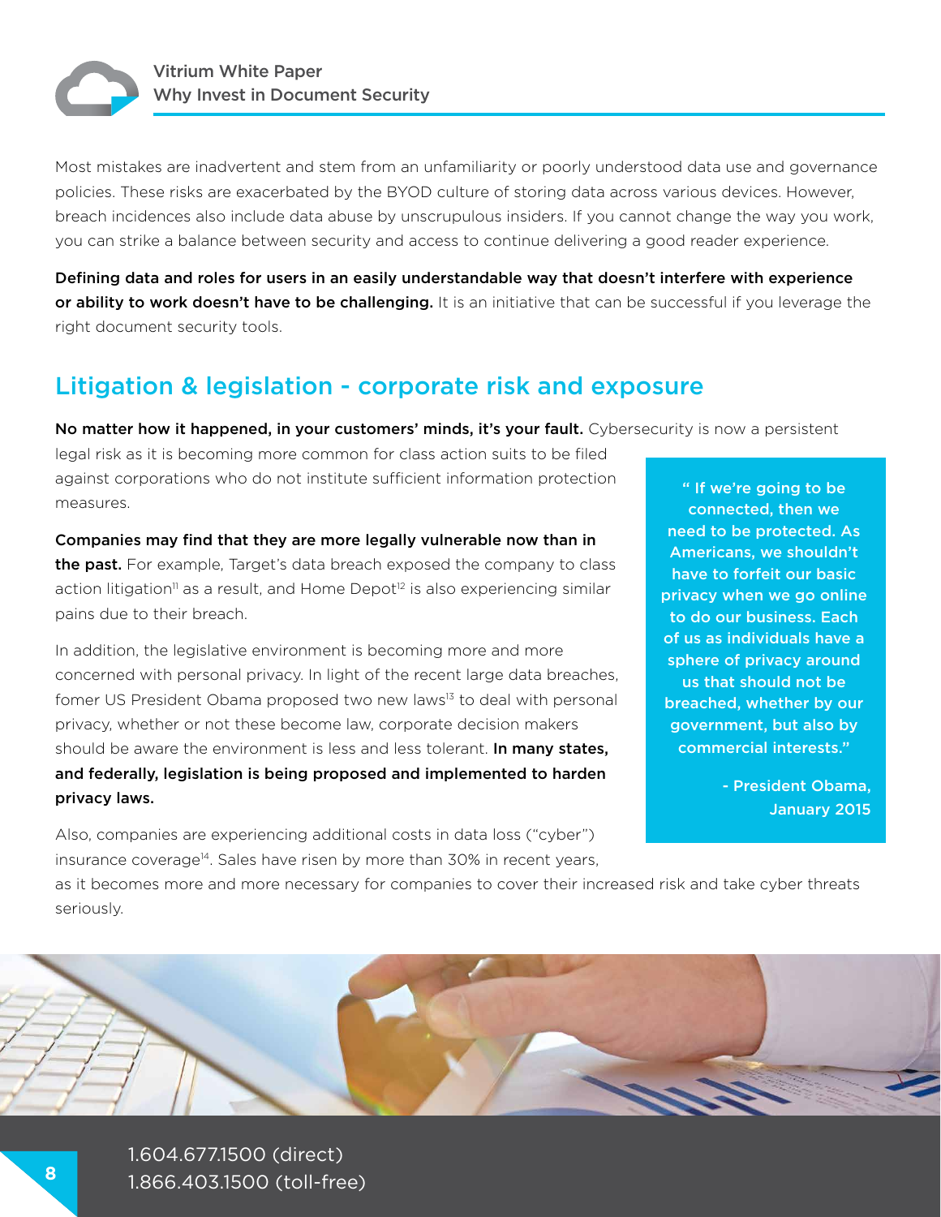Most mistakes are inadvertent and stem from an unfamiliarity or poorly understood data use and governance policies. These risks are exacerbated by the BYOD culture of storing data across various devices. However, breach incidences also include data abuse by unscrupulous insiders. If you cannot change the way you work, you can strike a balance between security and access to continue delivering a good reader experience.

**Defining data and roles for users in an easily understandable way that doesn't interfere with experience or ability to work doesn't have to be challenging.** It is an initiative that can be successful if you leverage the right document security tools.

## Litigation & legislation - corporate risk and exposure

**No matter how it happened, in your customers' minds, it's your fault.** Cybersecurity is now a persistent legal risk as it is becoming more common for class action suits to be filed against corporations who do not institute sufficient information protection measures.

**Companies may find that they are more legally vulnerable now than in the past.** For example, Target's data breach exposed the company to class action litigation[11] as a result, and Home Depot[12] is also experiencing similar pains due to their breach.

In addition, the legislative environment is becoming more and more concerned with personal privacy. In light of the recent large data breaches, fomer US President Obama proposed two new laws[13] to deal with personal privacy, whether or not these become law, corporate decision makers should be aware the environment is less and less tolerant. **In many states, and federally, legislation is being proposed and implemented to harden privacy laws.**

> **" If we're going to be connected, then we need to be protected. As Americans, we shouldn't have to forfeit our basic privacy when we go online to do our business. Each of us as individuals have a sphere of privacy around us that should not be breached, whether by our government, but also by commercial interests."**
>
> **- President Obama, January 2015**

Also, companies are experiencing additional costs in data loss ("cyber") insurance coverage[14]. Sales have risen by more than 30% in recent years, as it becomes more and more necessary for companies to cover their increased risk and take cyber threats seriously.

1.604.677.1500 (direct)
1.866.403.1500 (toll-free)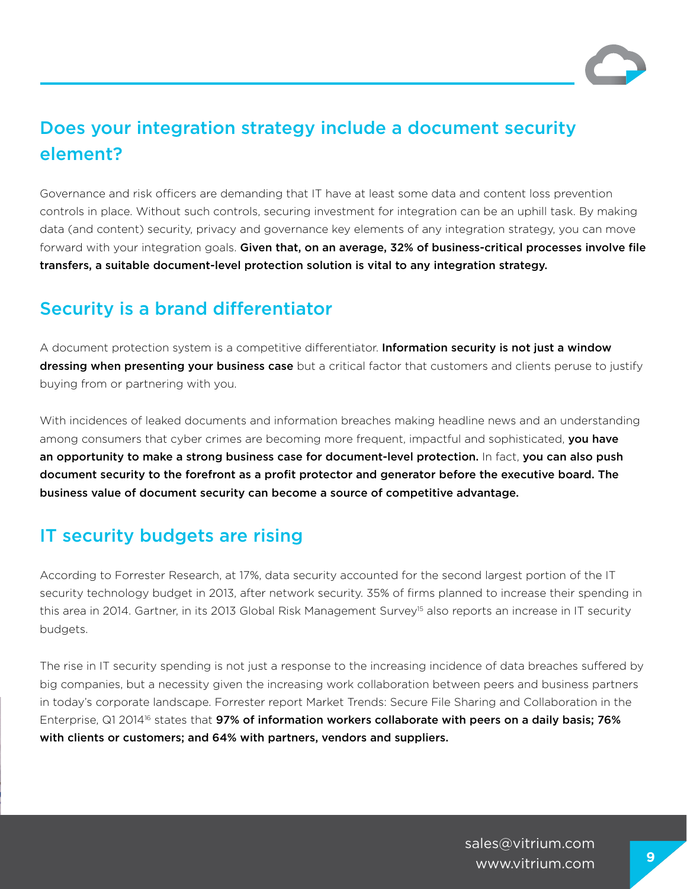## Does your integration strategy include a document security element?

Governance and risk officers are demanding that IT have at least some data and content loss prevention controls in place. Without such controls, securing investment for integration can be an uphill task. By making data (and content) security, privacy and governance key elements of any integration strategy, you can move forward with your integration goals. **Given that, on an average, 32% of business-critical processes involve file transfers, a suitable document-level protection solution is vital to any integration strategy.**

## Security is a brand differentiator

A document protection system is a competitive differentiator. **Information security is not just a window dressing when presenting your business case** but a critical factor that customers and clients peruse to justify buying from or partnering with you.

With incidences of leaked documents and information breaches making headline news and an understanding among consumers that cyber crimes are becoming more frequent, impactful and sophisticated, **you have an opportunity to make a strong business case for document-level protection.** In fact, **you can also push document security to the forefront as a profit protector and generator before the executive board. The business value of document security can become a source of competitive advantage.**

## IT security budgets are rising

According to Forrester Research, at 17%, data security accounted for the second largest portion of the IT security technology budget in 2013, after network security. 35% of firms planned to increase their spending in this area in 2014. Gartner, in its 2013 Global Risk Management Survey[15] also reports an increase in IT security budgets.

The rise in IT security spending is not just a response to the increasing incidence of data breaches suffered by big companies, but a necessity given the increasing work collaboration between peers and business partners in today's corporate landscape. Forrester report Market Trends: Secure File Sharing and Collaboration in the Enterprise, Q1 2014[16] states that **97% of information workers collaborate with peers on a daily basis; 76% with clients or customers; and 64% with partners, vendors and suppliers.**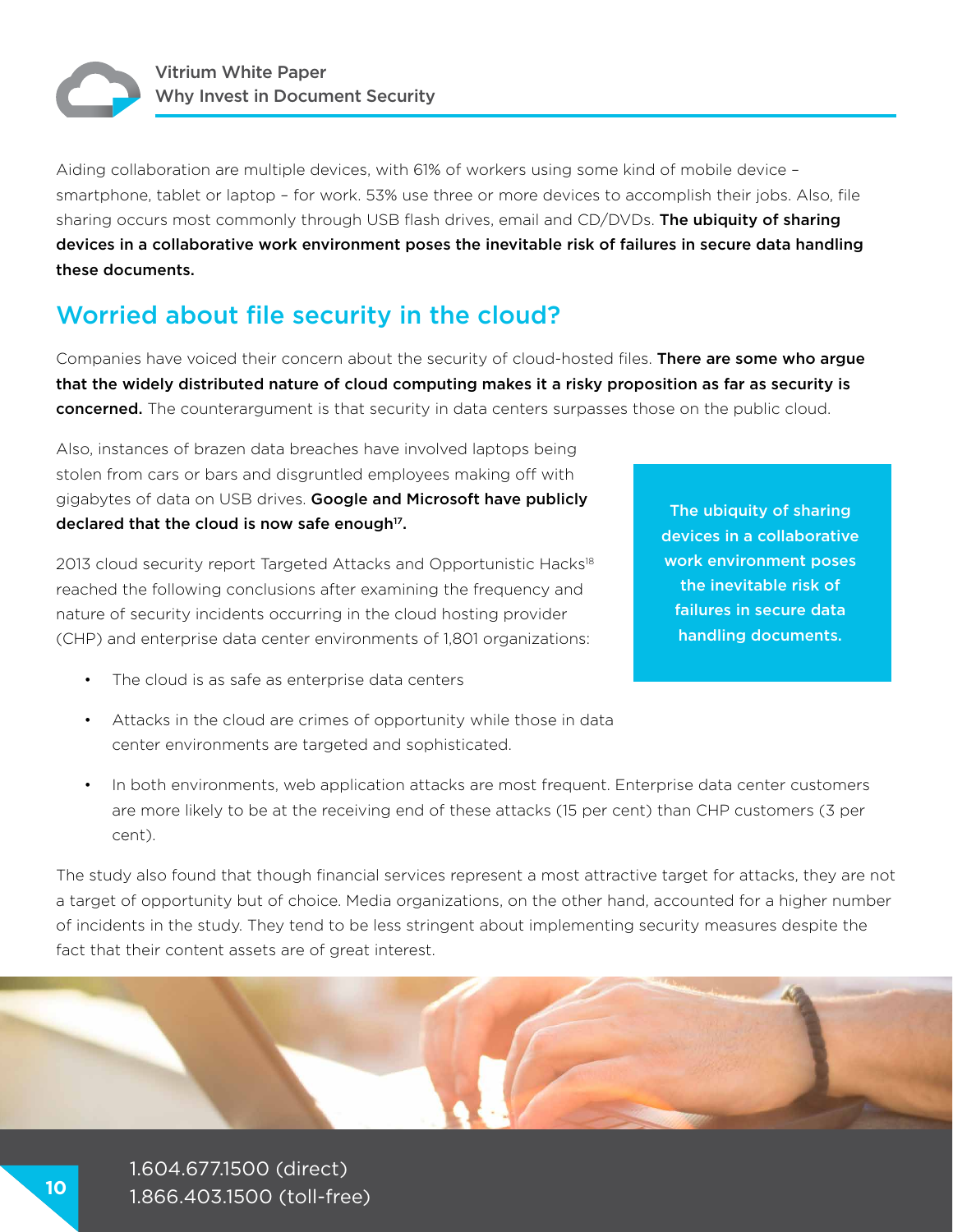Aiding collaboration are multiple devices, with 61% of workers using some kind of mobile device – smartphone, tablet or laptop – for work. 53% use three or more devices to accomplish their jobs. Also, file sharing occurs most commonly through USB flash drives, email and CD/DVDs. **The ubiquity of sharing devices in a collaborative work environment poses the inevitable risk of failures in secure data handling these documents.**

## Worried about file security in the cloud?

Companies have voiced their concern about the security of cloud-hosted files. **There are some who argue that the widely distributed nature of cloud computing makes it a risky proposition as far as security is concerned.** The counterargument is that security in data centers surpasses those on the public cloud.

Also, instances of brazen data breaches have involved laptops being stolen from cars or bars and disgruntled employees making off with gigabytes of data on USB drives. **Google and Microsoft have publicly declared that the cloud is now safe enough[17].**

2013 cloud security report Targeted Attacks and Opportunistic Hacks[18] reached the following conclusions after examining the frequency and nature of security incidents occurring in the cloud hosting provider (CHP) and enterprise data center environments of 1,801 organizations:

- The cloud is as safe as enterprise data centers
- Attacks in the cloud are crimes of opportunity while those in data center environments are targeted and sophisticated.
- In both environments, web application attacks are most frequent. Enterprise data center customers are more likely to be at the receiving end of these attacks (15 per cent) than CHP customers (3 per cent).

**The ubiquity of sharing devices in a collaborative work environment poses the inevitable risk of failures in secure data handling documents.**

The study also found that though financial services represent a most attractive target for attacks, they are not a target of opportunity but of choice. Media organizations, on the other hand, accounted for a higher number of incidents in the study. They tend to be less stringent about implementing security measures despite the fact that their content assets are of great interest.

1.604.677.1500 (direct)
1.866.403.1500 (toll-free)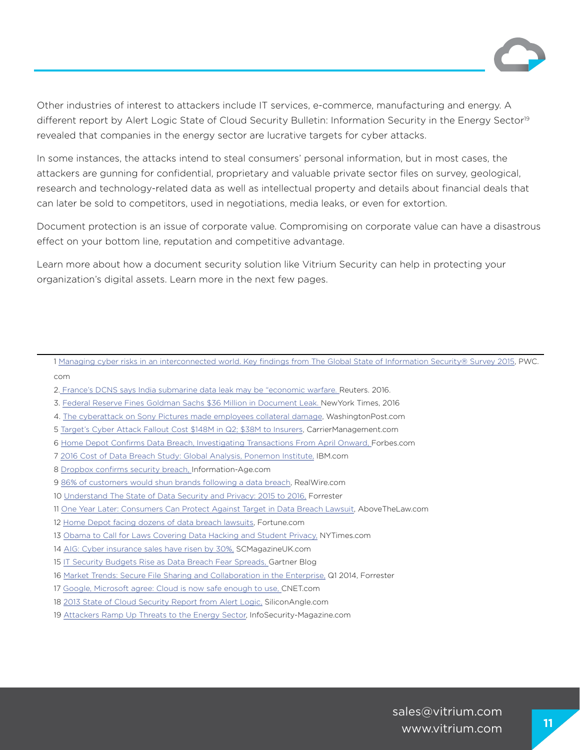Other industries of interest to attackers include IT services, e-commerce, manufacturing and energy. A different report by Alert Logic State of Cloud Security Bulletin: Information Security in the Energy Sector[19] revealed that companies in the energy sector are lucrative targets for cyber attacks.

In some instances, the attacks intend to steal consumers' personal information, but in most cases, the attackers are gunning for confidential, proprietary and valuable private sector files on survey, geological, research and technology-related data as well as intellectual property and details about financial deals that can later be sold to competitors, used in negotiations, media leaks, or even for extortion.

Document protection is an issue of corporate value. Compromising on corporate value can have a disastrous effect on your bottom line, reputation and competitive advantage.

Learn more about how a document security solution like Vitrium Security can help in protecting your organization's digital assets. Learn more in the next few pages.

---

1 Managing cyber risks in an interconnected world. Key findings from The Global State of Information Security® Survey 2015, PWC.com

2. France's DCNS says India submarine data leak may be "economic warfare. Reuters. 2016.

3. Federal Reserve Fines Goldman Sachs $36 Million in Document Leak. NewYork Times, 2016

4. The cyberattack on Sony Pictures made employees collateral damage, WashingtonPost.com

5 Target's Cyber Attack Fallout Cost $148M in Q2; $38M to Insurers, CarrierManagement.com

6 Home Depot Confirms Data Breach, Investigating Transactions From April Onward, Forbes.com

7 2016 Cost of Data Breach Study: Global Analysis, Ponemon Institute, IBM.com

8 Dropbox confirms security breach, Information-Age.com

9 86% of customers would shun brands following a data breach, RealWire.com

10 Understand The State of Data Security and Privacy: 2015 to 2016, Forrester

11 One Year Later: Consumers Can Protect Against Target in Data Breach Lawsuit, AboveTheLaw.com

12 Home Depot facing dozens of data breach lawsuits, Fortune.com

13 Obama to Call for Laws Covering Data Hacking and Student Privacy, NYTimes.com

14 AIG: Cyber insurance sales have risen by 30%, SCMagazineUK.com

15 IT Security Budgets Rise as Data Breach Fear Spreads, Gartner Blog

16 Market Trends: Secure File Sharing and Collaboration in the Enterprise, Q1 2014, Forrester

17 Google, Microsoft agree: Cloud is now safe enough to use, CNET.com

18 2013 State of Cloud Security Report from Alert Logic, SiliconAngle.com

19 Attackers Ramp Up Threats to the Energy Sector, InfoSecurity-Magazine.com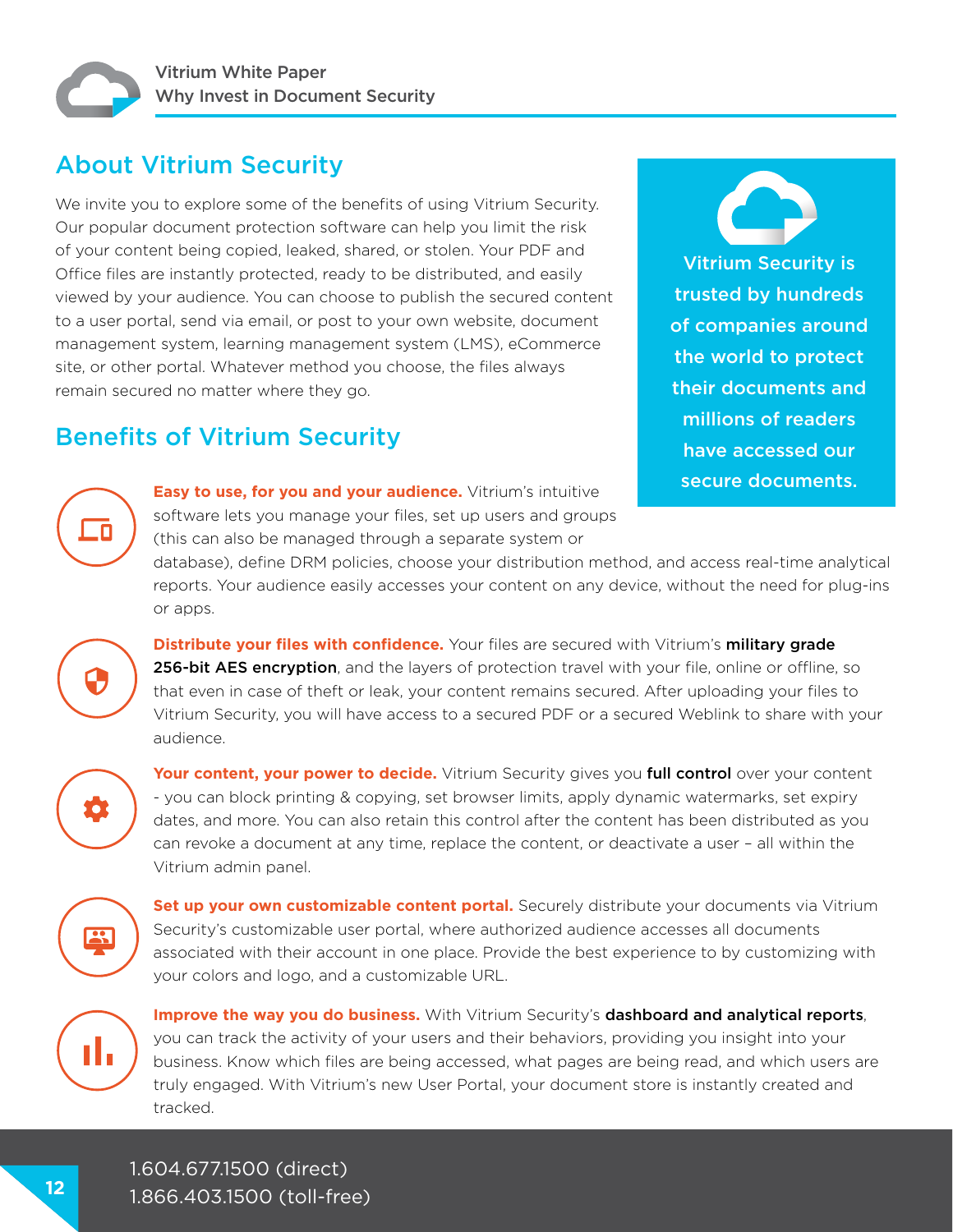## About Vitrium Security

We invite you to explore some of the benefits of using Vitrium Security. Our popular document protection software can help you limit the risk of your content being copied, leaked, shared, or stolen. Your PDF and Office files are instantly protected, ready to be distributed, and easily viewed by your audience. You can choose to publish the secured content to a user portal, send via email, or post to your own website, document management system, learning management system (LMS), eCommerce site, or other portal. Whatever method you choose, the files always remain secured no matter where they go.

**Vitrium Security is trusted by hundreds of companies around the world to protect their documents and millions of readers have accessed our secure documents.**

## Benefits of Vitrium Security

**Easy to use, for you and your audience.** Vitrium's intuitive software lets you manage your files, set up users and groups (this can also be managed through a separate system or database), define DRM policies, choose your distribution method, and access real-time analytical reports. Your audience easily accesses your content on any device, without the need for plug-ins or apps.

**Distribute your files with confidence.** Your files are secured with Vitrium's **military grade 256-bit AES encryption**, and the layers of protection travel with your file, online or offline, so that even in case of theft or leak, your content remains secured. After uploading your files to Vitrium Security, you will have access to a secured PDF or a secured Weblink to share with your audience.

**Your content, your power to decide.** Vitrium Security gives you **full control** over your content - you can block printing & copying, set browser limits, apply dynamic watermarks, set expiry dates, and more. You can also retain this control after the content has been distributed as you can revoke a document at any time, replace the content, or deactivate a user – all within the Vitrium admin panel.

**Set up your own customizable content portal.** Securely distribute your documents via Vitrium Security's customizable user portal, where authorized audience accesses all documents associated with their account in one place. Provide the best experience to by customizing with your colors and logo, and a customizable URL.

**Improve the way you do business.** With Vitrium Security's **dashboard and analytical reports**, you can track the activity of your users and their behaviors, providing you insight into your business. Know which files are being accessed, what pages are being read, and which users are truly engaged. With Vitrium's new User Portal, your document store is instantly created and tracked.

1.604.677.1500 (direct)
1.866.403.1500 (toll-free)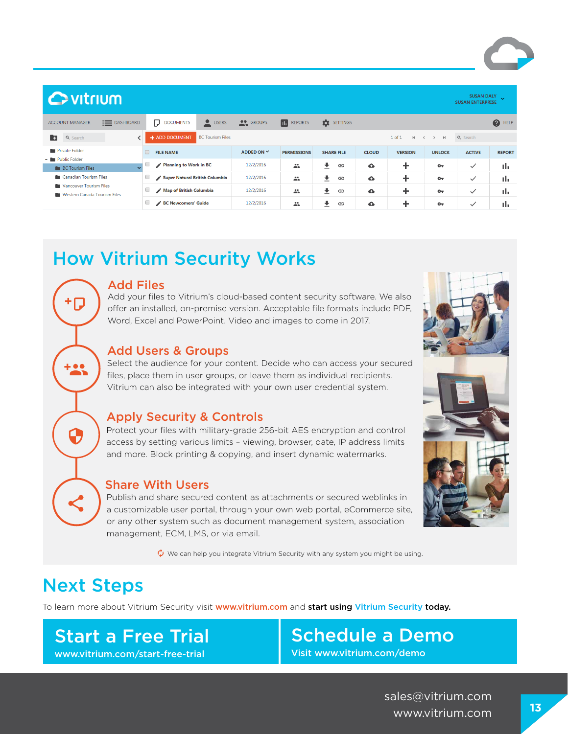## How Vitrium Security Works

### Add Files

Add your files to Vitrium's cloud-based content security software. We also offer an installed, on-premise version. Acceptable file formats include PDF, Word, Excel and PowerPoint. Video and images to come in 2017.

### Add Users & Groups

Select the audience for your content. Decide who can access your secured files, place them in user groups, or leave them as individual recipients. Vitrium can also be integrated with your own user credential system.

### Apply Security & Controls

Protect your files with military-grade 256-bit AES encryption and control access by setting various limits – viewing, browser, date, IP address limits and more. Block printing & copying, and insert dynamic watermarks.

### Share With Users

Publish and share secured content as attachments or secured weblinks in a customizable user portal, through your own web portal, eCommerce site, or any other system such as document management system, association management, ECM, LMS, or via email.

We can help you integrate Vitrium Security with any system you might be using.

## Next Steps

To learn more about Vitrium Security visit **www.vitrium.com** and **start using Vitrium Security today.**

**Start a Free Trial**
www.vitrium.com/start-free-trial

**Schedule a Demo**
Visit www.vitrium.com/demo

sales@vitrium.com
www.vitrium.com